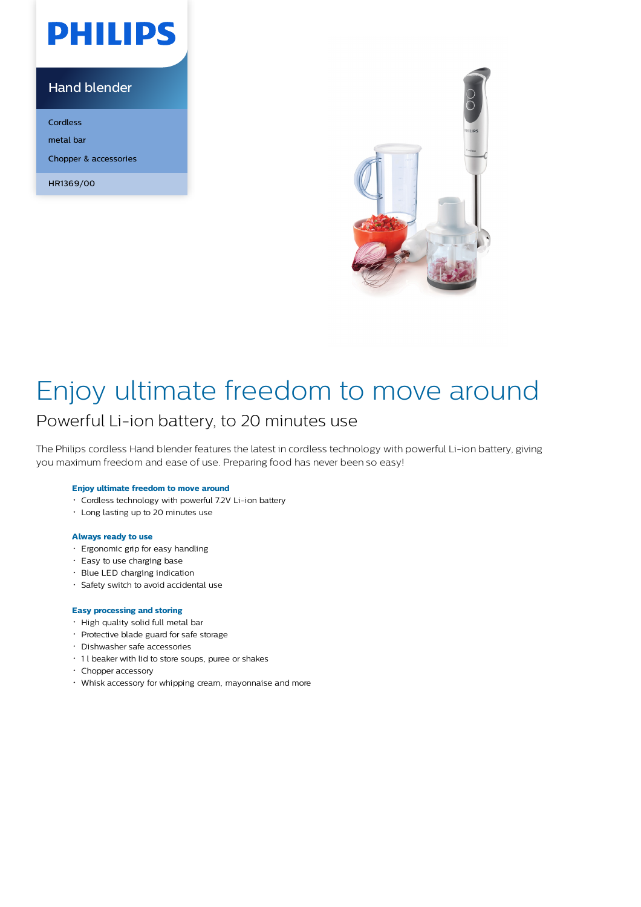PHILIPS

Hand blender

Cordless

metal bar

Chopper & accessories

HR1369/00

# Enjoy ultimate freedom to move around

## Powerful Li-ion battery, to 20 minutes use

The Philips cordless Hand blender features the latest in cordless technology with powerful Li-ion battery, giving you maximum freedom and ease of use. Preparing food has never been so easy!

### Enjoy ultimate freedom to move around

- Cordless technology with powerful 7.2V Li-ion battery
- Long lasting up to 20 minutes use

### Always ready to use

- Ergonomic grip for easy handling
- Easy to use charging base
- Blue LED charging indication
- Safety switch to avoid accidental use

### Easy processing and storing

- High quality solid full metal bar
- Protective blade guard for safe storage
- Dishwasher safe accessories
- 1 l beaker with lid to store soups, puree or shakes
- Chopper accessory
- Whisk accessory for whipping cream, mayonnaise and more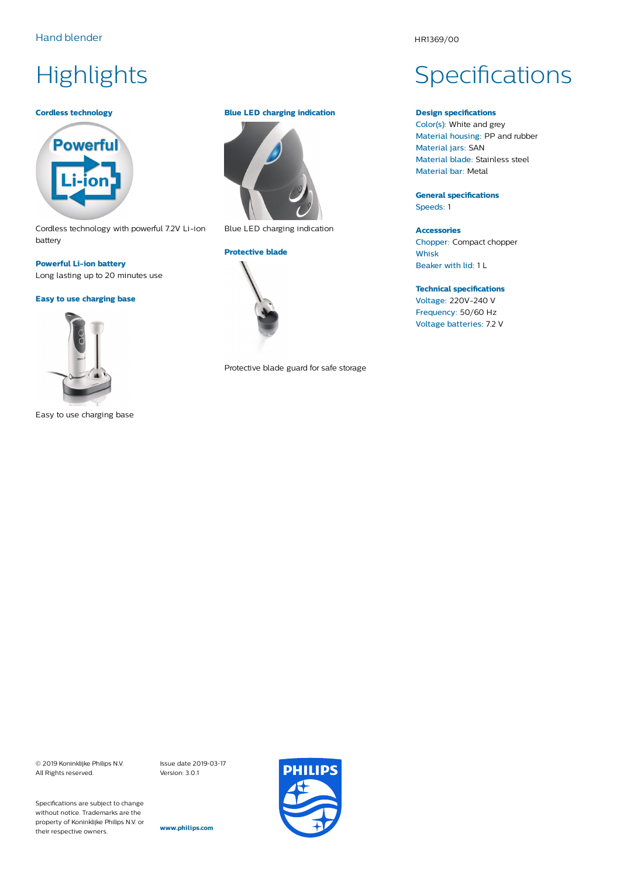Hand blender

HR1369/00

# Highlights

### Cordless technology

Cordless technology with powerful 7.2V Li-ion battery

### Powerful Li-ion battery

Long lasting up to 20 minutes use

### Easy to use charging base

Easy to use charging base

### Blue LED charging indication

Blue LED charging indication

### Protective blade

Protective blade guard for safe storage

# Specifications

### Design specifications

- Color(s): White and grey
- Material housing: PP and rubber
- Material jars: SAN
- Material blade: Stainless steel
- Material bar: Metal

### General specifications

- Speeds: 1

### Accessories

- Chopper: Compact chopper
- Whisk
- Beaker with lid: 1 L

### Technical specifications

- Voltage: 220V-240 V
- Frequency: 50/60 Hz
- Voltage batteries: 7.2 V

© 2019 Koninklijke Philips N.V.
All Rights reserved.

Specifications are subject to change without notice. Trademarks are the property of Koninklijke Philips N.V. or their respective owners.

Issue date 2019-03-17
Version: 3.0.1

www.philips.com

PHILIPS